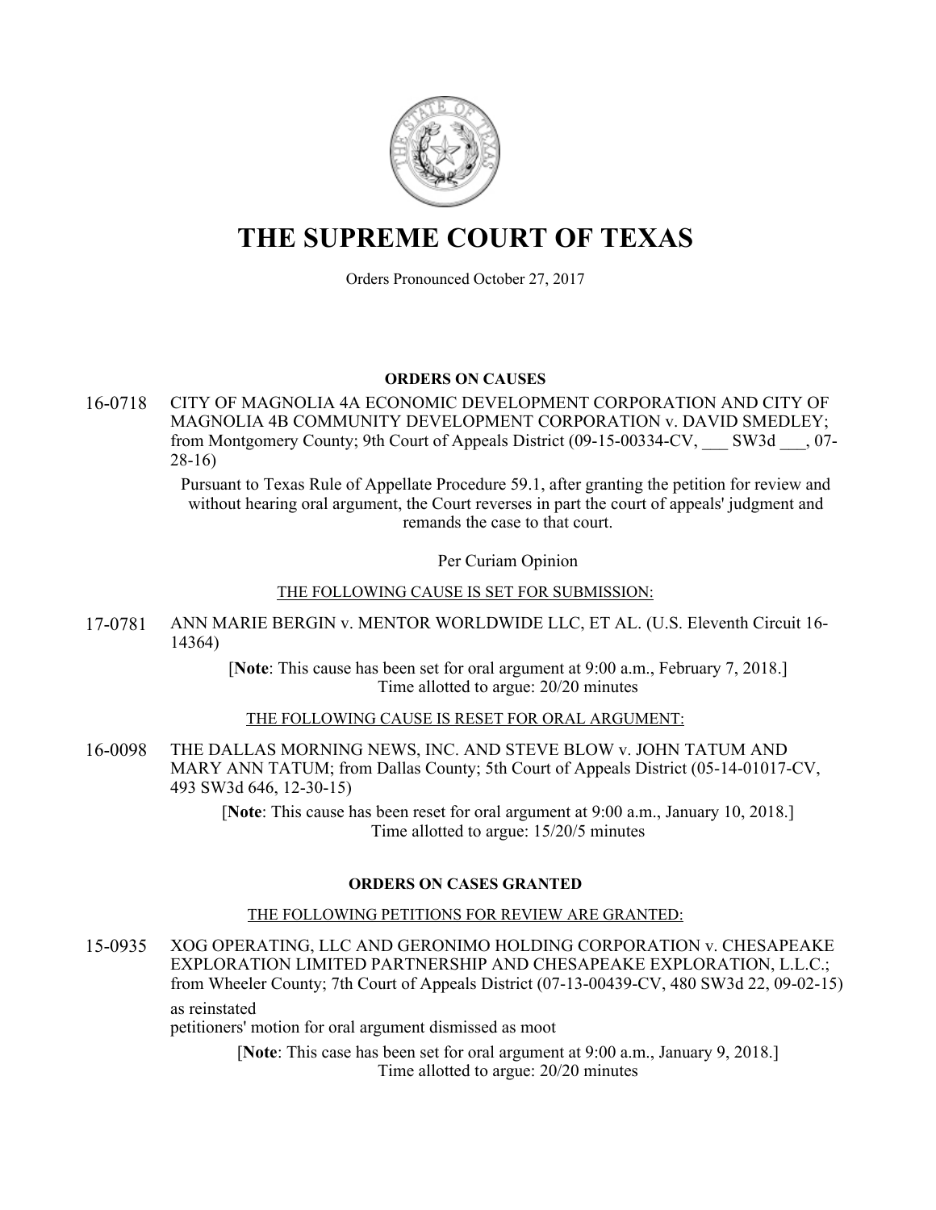# THE SUPREME COURT OF TEXAS

Orders Pronounced October 27, 2017

## ORDERS ON CAUSES

16-0718 CITY OF MAGNOLIA 4A ECONOMIC DEVELOPMENT CORPORATION AND CITY OF MAGNOLIA 4B COMMUNITY DEVELOPMENT CORPORATION v. DAVID SMEDLEY; from Montgomery County; 9th Court of Appeals District (09-15-00334-CV, ___ SW3d ___, 07-28-16)

Pursuant to Texas Rule of Appellate Procedure 59.1, after granting the petition for review and without hearing oral argument, the Court reverses in part the court of appeals' judgment and remands the case to that court.

Per Curiam Opinion

THE FOLLOWING CAUSE IS SET FOR SUBMISSION:

17-0781 ANN MARIE BERGIN v. MENTOR WORLDWIDE LLC, ET AL. (U.S. Eleventh Circuit 16-14364)

[**Note**: This cause has been set for oral argument at 9:00 a.m., February 7, 2018.]
Time allotted to argue: 20/20 minutes

THE FOLLOWING CAUSE IS RESET FOR ORAL ARGUMENT:

16-0098 THE DALLAS MORNING NEWS, INC. AND STEVE BLOW v. JOHN TATUM AND MARY ANN TATUM; from Dallas County; 5th Court of Appeals District (05-14-01017-CV, 493 SW3d 646, 12-30-15)

[**Note**: This cause has been reset for oral argument at 9:00 a.m., January 10, 2018.]
Time allotted to argue: 15/20/5 minutes

## ORDERS ON CASES GRANTED

THE FOLLOWING PETITIONS FOR REVIEW ARE GRANTED:

15-0935 XOG OPERATING, LLC AND GERONIMO HOLDING CORPORATION v. CHESAPEAKE EXPLORATION LIMITED PARTNERSHIP AND CHESAPEAKE EXPLORATION, L.L.C.; from Wheeler County; 7th Court of Appeals District (07-13-00439-CV, 480 SW3d 22, 09-02-15)

as reinstated
petitioners' motion for oral argument dismissed as moot

[**Note**: This case has been set for oral argument at 9:00 a.m., January 9, 2018.]
Time allotted to argue: 20/20 minutes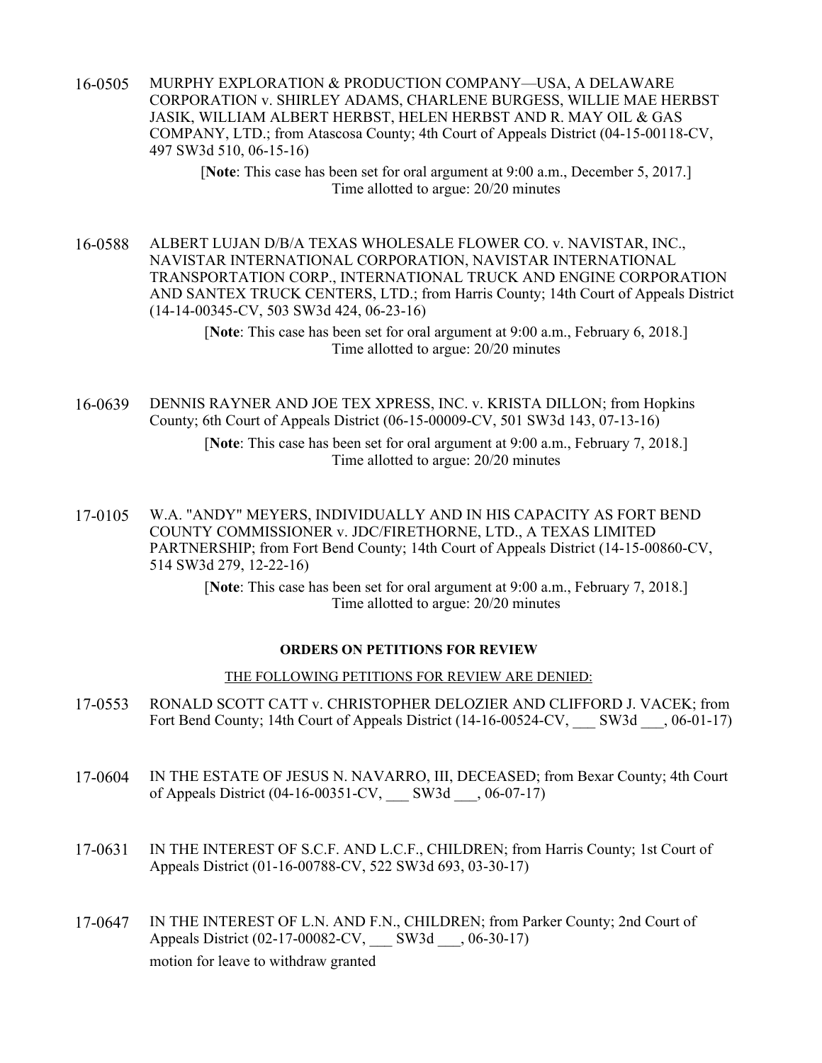16-0505 MURPHY EXPLORATION & PRODUCTION COMPANY—USA, A DELAWARE CORPORATION v. SHIRLEY ADAMS, CHARLENE BURGESS, WILLIE MAE HERBST JASIK, WILLIAM ALBERT HERBST, HELEN HERBST AND R. MAY OIL & GAS COMPANY, LTD.; from Atascosa County; 4th Court of Appeals District (04-15-00118-CV, 497 SW3d 510, 06-15-16)

[**Note**: This case has been set for oral argument at 9:00 a.m., December 5, 2017.]
Time allotted to argue: 20/20 minutes

16-0588 ALBERT LUJAN D/B/A TEXAS WHOLESALE FLOWER CO. v. NAVISTAR, INC., NAVISTAR INTERNATIONAL CORPORATION, NAVISTAR INTERNATIONAL TRANSPORTATION CORP., INTERNATIONAL TRUCK AND ENGINE CORPORATION AND SANTEX TRUCK CENTERS, LTD.; from Harris County; 14th Court of Appeals District (14-14-00345-CV, 503 SW3d 424, 06-23-16)

[**Note**: This case has been set for oral argument at 9:00 a.m., February 6, 2018.]
Time allotted to argue: 20/20 minutes

16-0639 DENNIS RAYNER AND JOE TEX XPRESS, INC. v. KRISTA DILLON; from Hopkins County; 6th Court of Appeals District (06-15-00009-CV, 501 SW3d 143, 07-13-16)

[**Note**: This case has been set for oral argument at 9:00 a.m., February 7, 2018.]
Time allotted to argue: 20/20 minutes

17-0105 W.A. "ANDY" MEYERS, INDIVIDUALLY AND IN HIS CAPACITY AS FORT BEND COUNTY COMMISSIONER v. JDC/FIRETHORNE, LTD., A TEXAS LIMITED PARTNERSHIP; from Fort Bend County; 14th Court of Appeals District (14-15-00860-CV, 514 SW3d 279, 12-22-16)

[**Note**: This case has been set for oral argument at 9:00 a.m., February 7, 2018.]
Time allotted to argue: 20/20 minutes

**ORDERS ON PETITIONS FOR REVIEW**

THE FOLLOWING PETITIONS FOR REVIEW ARE DENIED:

17-0553 RONALD SCOTT CATT v. CHRISTOPHER DELOZIER AND CLIFFORD J. VACEK; from Fort Bend County; 14th Court of Appeals District (14-16-00524-CV, ___ SW3d ___, 06-01-17)

17-0604 IN THE ESTATE OF JESUS N. NAVARRO, III, DECEASED; from Bexar County; 4th Court of Appeals District (04-16-00351-CV, ___ SW3d ___, 06-07-17)

17-0631 IN THE INTEREST OF S.C.F. AND L.C.F., CHILDREN; from Harris County; 1st Court of Appeals District (01-16-00788-CV, 522 SW3d 693, 03-30-17)

17-0647 IN THE INTEREST OF L.N. AND F.N., CHILDREN; from Parker County; 2nd Court of Appeals District (02-17-00082-CV, ___ SW3d ___, 06-30-17)
motion for leave to withdraw granted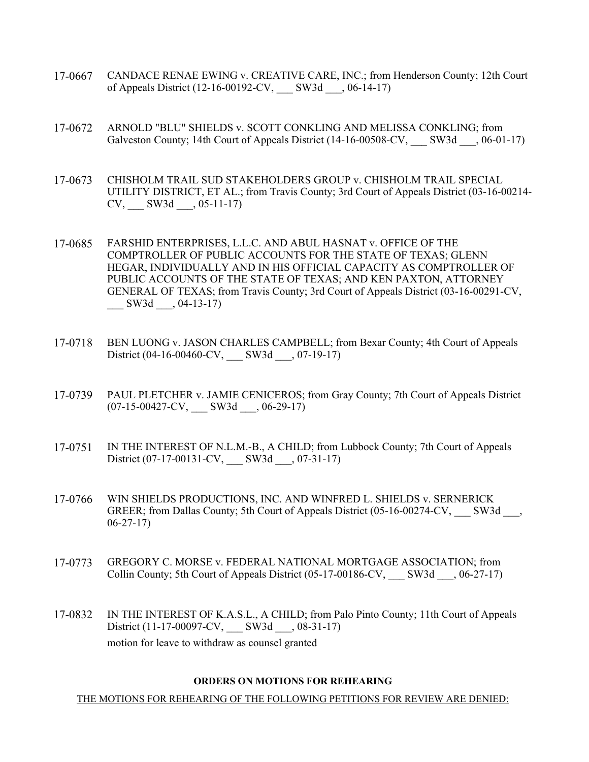17-0667 CANDACE RENAE EWING v. CREATIVE CARE, INC.; from Henderson County; 12th Court of Appeals District (12-16-00192-CV, ___ SW3d ___, 06-14-17)

17-0672 ARNOLD "BLU" SHIELDS v. SCOTT CONKLING AND MELISSA CONKLING; from Galveston County; 14th Court of Appeals District (14-16-00508-CV, ___ SW3d ___, 06-01-17)

17-0673 CHISHOLM TRAIL SUD STAKEHOLDERS GROUP v. CHISHOLM TRAIL SPECIAL UTILITY DISTRICT, ET AL.; from Travis County; 3rd Court of Appeals District (03-16-00214-CV, ___ SW3d ___, 05-11-17)

17-0685 FARSHID ENTERPRISES, L.L.C. AND ABUL HASNAT v. OFFICE OF THE COMPTROLLER OF PUBLIC ACCOUNTS FOR THE STATE OF TEXAS; GLENN HEGAR, INDIVIDUALLY AND IN HIS OFFICIAL CAPACITY AS COMPTROLLER OF PUBLIC ACCOUNTS OF THE STATE OF TEXAS; AND KEN PAXTON, ATTORNEY GENERAL OF TEXAS; from Travis County; 3rd Court of Appeals District (03-16-00291-CV, ___ SW3d ___, 04-13-17)

17-0718 BEN LUONG v. JASON CHARLES CAMPBELL; from Bexar County; 4th Court of Appeals District (04-16-00460-CV, ___ SW3d ___, 07-19-17)

17-0739 PAUL PLETCHER v. JAMIE CENICEROS; from Gray County; 7th Court of Appeals District (07-15-00427-CV, ___ SW3d ___, 06-29-17)

17-0751 IN THE INTEREST OF N.L.M.-B., A CHILD; from Lubbock County; 7th Court of Appeals District (07-17-00131-CV, ___ SW3d ___, 07-31-17)

17-0766 WIN SHIELDS PRODUCTIONS, INC. AND WINFRED L. SHIELDS v. SERNERICK GREER; from Dallas County; 5th Court of Appeals District (05-16-00274-CV, ___ SW3d ___, 06-27-17)

17-0773 GREGORY C. MORSE v. FEDERAL NATIONAL MORTGAGE ASSOCIATION; from Collin County; 5th Court of Appeals District (05-17-00186-CV, ___ SW3d ___, 06-27-17)

17-0832 IN THE INTEREST OF K.A.S.L., A CHILD; from Palo Pinto County; 11th Court of Appeals District (11-17-00097-CV, ___ SW3d ___, 08-31-17)
motion for leave to withdraw as counsel granted

**ORDERS ON MOTIONS FOR REHEARING**

THE MOTIONS FOR REHEARING OF THE FOLLOWING PETITIONS FOR REVIEW ARE DENIED: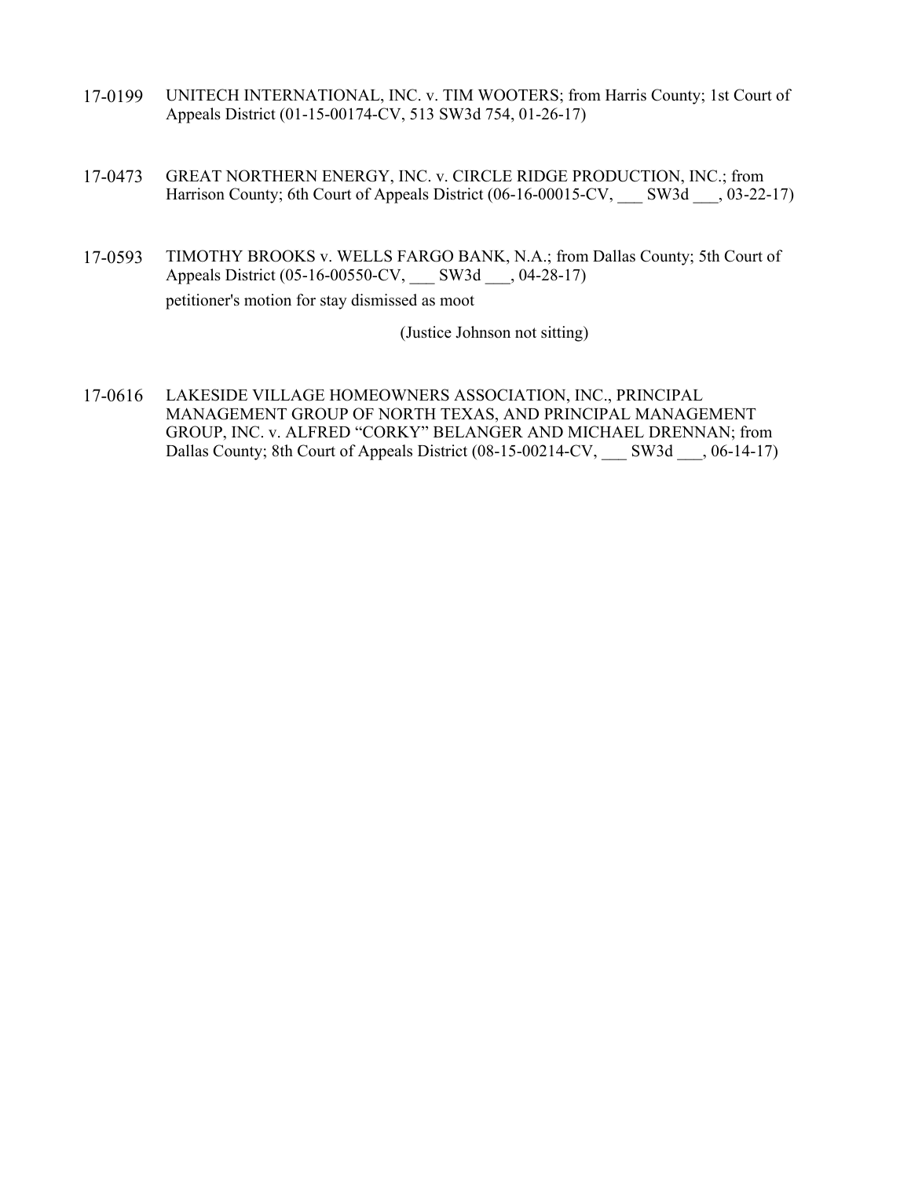17-0199 UNITECH INTERNATIONAL, INC. v. TIM WOOTERS; from Harris County; 1st Court of Appeals District (01-15-00174-CV, 513 SW3d 754, 01-26-17)

17-0473 GREAT NORTHERN ENERGY, INC. v. CIRCLE RIDGE PRODUCTION, INC.; from Harrison County; 6th Court of Appeals District (06-16-00015-CV, ___ SW3d ___, 03-22-17)

17-0593 TIMOTHY BROOKS v. WELLS FARGO BANK, N.A.; from Dallas County; 5th Court of Appeals District (05-16-00550-CV, ___ SW3d ___, 04-28-17)

petitioner's motion for stay dismissed as moot

(Justice Johnson not sitting)

17-0616 LAKESIDE VILLAGE HOMEOWNERS ASSOCIATION, INC., PRINCIPAL MANAGEMENT GROUP OF NORTH TEXAS, AND PRINCIPAL MANAGEMENT GROUP, INC. v. ALFRED "CORKY" BELANGER AND MICHAEL DRENNAN; from Dallas County; 8th Court of Appeals District (08-15-00214-CV, ___ SW3d ___, 06-14-17)